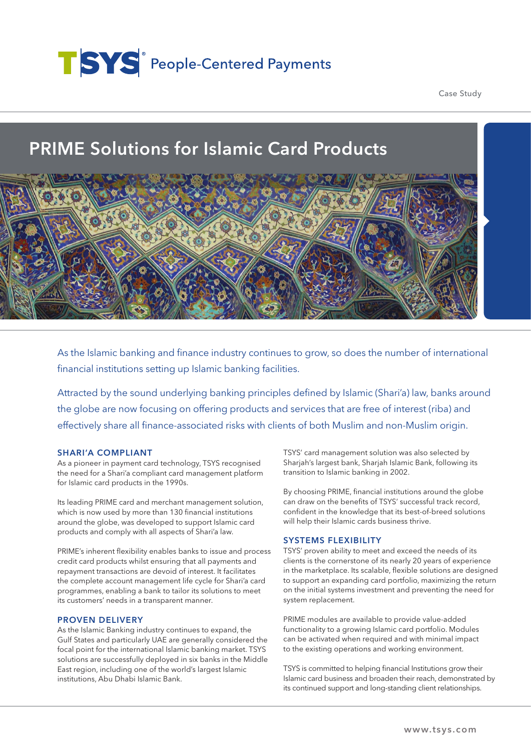TSYS® People-Centered Payments

Case Study

# PRIME Solutions for Islamic Card Products

As the Islamic banking and finance industry continues to grow, so does the number of international financial institutions setting up Islamic banking facilities.

Attracted by the sound underlying banking principles defined by Islamic (Shari'a) law, banks around the globe are now focusing on offering products and services that are free of interest (riba) and effectively share all finance-associated risks with clients of both Muslim and non-Muslim origin.

## SHARI'A COMPLIANT

As a pioneer in payment card technology, TSYS recognised the need for a Shari'a compliant card management platform for Islamic card products in the 1990s.

Its leading PRIME card and merchant management solution, which is now used by more than 130 financial institutions around the globe, was developed to support Islamic card products and comply with all aspects of Shari'a law.

PRIME's inherent flexibility enables banks to issue and process credit card products whilst ensuring that all payments and repayment transactions are devoid of interest. It facilitates the complete account management life cycle for Shari'a card programmes, enabling a bank to tailor its solutions to meet its customers' needs in a transparent manner.

## PROVEN DELIVERY

As the Islamic Banking industry continues to expand, the Gulf States and particularly UAE are generally considered the focal point for the international Islamic banking market. TSYS solutions are successfully deployed in six banks in the Middle East region, including one of the world's largest Islamic institutions, Abu Dhabi Islamic Bank.

TSYS' card management solution was also selected by Sharjah's largest bank, Sharjah Islamic Bank, following its transition to Islamic banking in 2002.

By choosing PRIME, financial institutions around the globe can draw on the benefits of TSYS' successful track record, confident in the knowledge that its best-of-breed solutions will help their Islamic cards business thrive.

## SYSTEMS FLEXIBILITY

TSYS' proven ability to meet and exceed the needs of its clients is the cornerstone of its nearly 20 years of experience in the marketplace. Its scalable, flexible solutions are designed to support an expanding card portfolio, maximizing the return on the initial systems investment and preventing the need for system replacement.

PRIME modules are available to provide value-added functionality to a growing Islamic card portfolio. Modules can be activated when required and with minimal impact to the existing operations and working environment.

TSYS is committed to helping financial Institutions grow their Islamic card business and broaden their reach, demonstrated by its continued support and long-standing client relationships.

www.tsys.com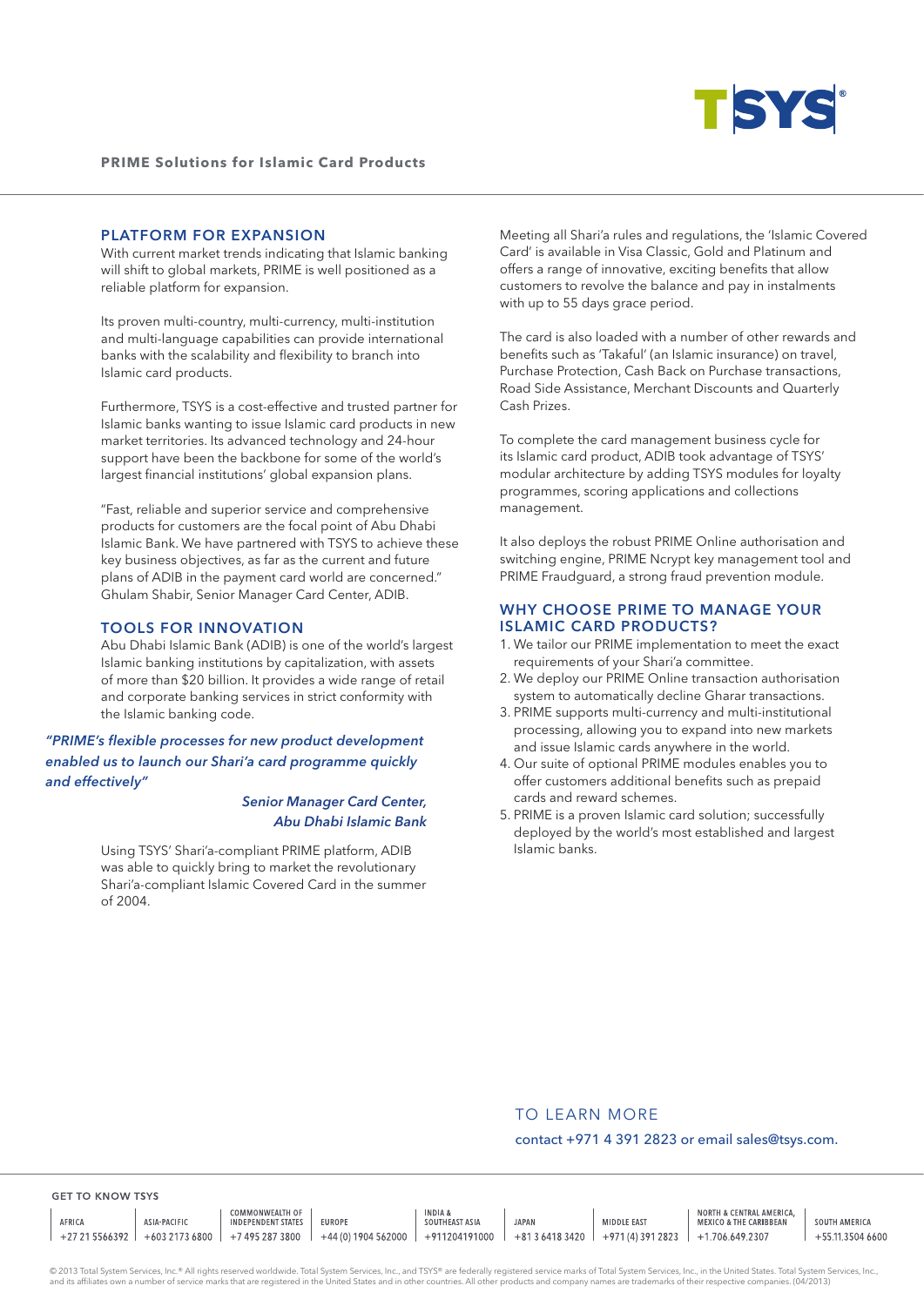## PLATFORM FOR EXPANSION

With current market trends indicating that Islamic banking will shift to global markets, PRIME is well positioned as a reliable platform for expansion.

Its proven multi-country, multi-currency, multi-institution and multi-language capabilities can provide international banks with the scalability and flexibility to branch into Islamic card products.

Furthermore, TSYS is a cost-effective and trusted partner for Islamic banks wanting to issue Islamic card products in new market territories. Its advanced technology and 24-hour support have been the backbone for some of the world's largest financial institutions' global expansion plans.

"Fast, reliable and superior service and comprehensive products for customers are the focal point of Abu Dhabi Islamic Bank. We have partnered with TSYS to achieve these key business objectives, as far as the current and future plans of ADIB in the payment card world are concerned." Ghulam Shabir, Senior Manager Card Center, ADIB.

## TOOLS FOR INNOVATION

Abu Dhabi Islamic Bank (ADIB) is one of the world's largest Islamic banking institutions by capitalization, with assets of more than $20 billion. It provides a wide range of retail and corporate banking services in strict conformity with the Islamic banking code.

*"PRIME's flexible processes for new product development enabled us to launch our Shari'a card programme quickly and effectively"*

*Senior Manager Card Center, Abu Dhabi Islamic Bank*

Using TSYS' Shari'a-compliant PRIME platform, ADIB was able to quickly bring to market the revolutionary Shari'a-compliant Islamic Covered Card in the summer of 2004.

Meeting all Shari'a rules and regulations, the 'Islamic Covered Card' is available in Visa Classic, Gold and Platinum and offers a range of innovative, exciting benefits that allow customers to revolve the balance and pay in instalments with up to 55 days grace period.

The card is also loaded with a number of other rewards and benefits such as 'Takaful' (an Islamic insurance) on travel, Purchase Protection, Cash Back on Purchase transactions, Road Side Assistance, Merchant Discounts and Quarterly Cash Prizes.

To complete the card management business cycle for its Islamic card product, ADIB took advantage of TSYS' modular architecture by adding TSYS modules for loyalty programmes, scoring applications and collections management.

It also deploys the robust PRIME Online authorisation and switching engine, PRIME Ncrypt key management tool and PRIME Fraudguard, a strong fraud prevention module.

## WHY CHOOSE PRIME TO MANAGE YOUR ISLAMIC CARD PRODUCTS?

1. We tailor our PRIME implementation to meet the exact requirements of your Shari'a committee.
2. We deploy our PRIME Online transaction authorisation system to automatically decline Gharar transactions.
3. PRIME supports multi-currency and multi-institutional processing, allowing you to expand into new markets and issue Islamic cards anywhere in the world.
4. Our suite of optional PRIME modules enables you to offer customers additional benefits such as prepaid cards and reward schemes.
5. PRIME is a proven Islamic card solution; successfully deployed by the world's most established and largest Islamic banks.

## TO LEARN MORE

contact +971 4 391 2823 or email sales@tsys.com.

**GET TO KNOW TSYS**

| AFRICA | ASIA-PACIFIC | COMMONWEALTH OF INDEPENDENT STATES | EUROPE | INDIA & SOUTHEAST ASIA | JAPAN | MIDDLE EAST | NORTH & CENTRAL AMERICA, MEXICO & THE CARIBBEAN | SOUTH AMERICA |
|---|---|---|---|---|---|---|---|---|
| +27 21 5566392 | +603 2173 6800 | +7 495 287 3800 | +44 (0) 1904 562000 | +911204191000 | +81 3 6418 3420 | +971 (4) 391 2823 | +1.706.649.2307 | +55.11.3504 6600 |

© 2013 Total System Services, Inc.® All rights reserved worldwide. Total System Services, Inc., and TSYS® are federally registered service marks of Total System Services, Inc., in the United States. Total System Services, Inc., and its affiliates own a number of service marks that are registered in the United States and in other countries. All other products and company names are trademarks of their respective companies. (04/2013)